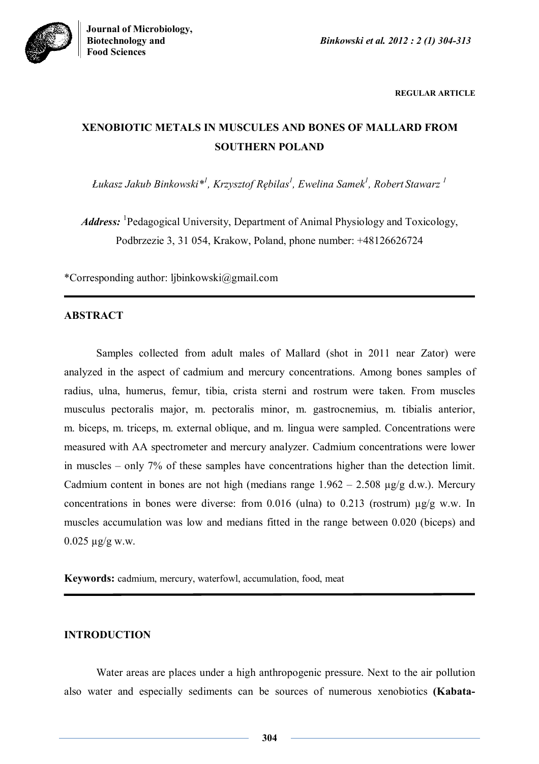REGULAR ARTICLE

# XENOBIOTIC METALS IN MUSCULES AND BONES OF MALLARD FROM SOUTHERN POLAND

*Łukasz Jakub Binkowski*[1], Krzysztof Rębilas[1], Ewelina Samek[1], Robert Stawarz [1]*

***Address:*** [1]Pedagogical University, Department of Animal Physiology and Toxicology, Podbrzezie 3, 31 054, Krakow, Poland, phone number: +48126626724

*Corresponding author: ljbinkowski@gmail.com

## ABSTRACT

Samples collected from adult males of Mallard (shot in 2011 near Zator) were analyzed in the aspect of cadmium and mercury concentrations. Among bones samples of radius, ulna, humerus, femur, tibia, crista sterni and rostrum were taken. From muscles musculus pectoralis major, m. pectoralis minor, m. gastrocnemius, m. tibialis anterior, m. biceps, m. triceps, m. external oblique, and m. lingua were sampled. Concentrations were measured with AA spectrometer and mercury analyzer. Cadmium concentrations were lower in muscles – only 7% of these samples have concentrations higher than the detection limit. Cadmium content in bones are not high (medians range 1.962 – 2.508 µg/g d.w.). Mercury concentrations in bones were diverse: from 0.016 (ulna) to 0.213 (rostrum) µg/g w.w. In muscles accumulation was low and medians fitted in the range between 0.020 (biceps) and 0.025 µg/g w.w.

**Keywords:** cadmium, mercury, waterfowl, accumulation, food, meat

## INTRODUCTION

Water areas are places under a high anthropogenic pressure. Next to the air pollution also water and especially sediments can be sources of numerous xenobiotics **(Kabata-**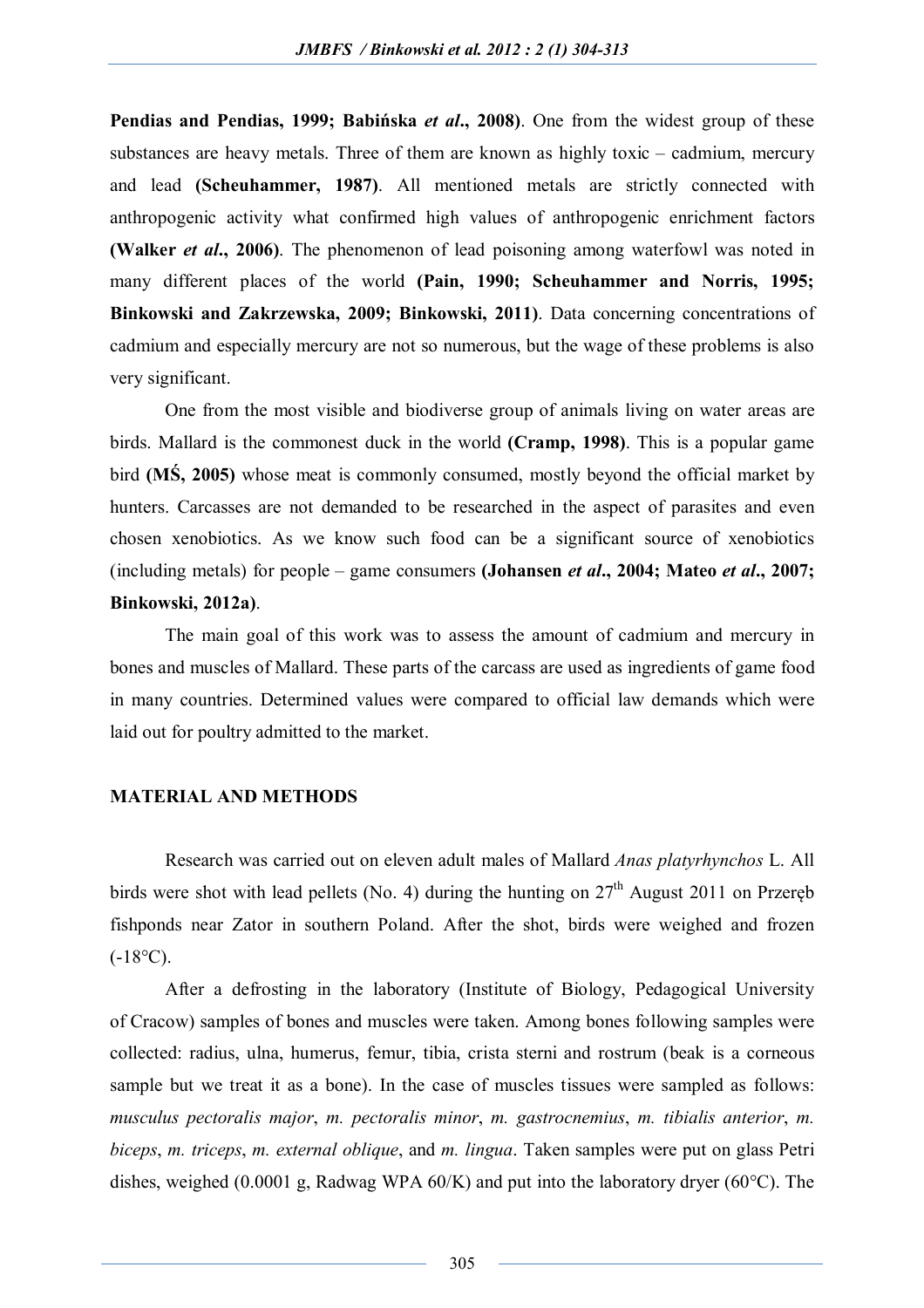**Pendias and Pendias, 1999; Babińska *et al*., 2008)**. One from the widest group of these substances are heavy metals. Three of them are known as highly toxic – cadmium, mercury and lead **(Scheuhammer, 1987)**. All mentioned metals are strictly connected with anthropogenic activity what confirmed high values of anthropogenic enrichment factors **(Walker *et al*., 2006)**. The phenomenon of lead poisoning among waterfowl was noted in many different places of the world **(Pain, 1990; Scheuhammer and Norris, 1995; Binkowski and Zakrzewska, 2009; Binkowski, 2011)**. Data concerning concentrations of cadmium and especially mercury are not so numerous, but the wage of these problems is also very significant.

One from the most visible and biodiverse group of animals living on water areas are birds. Mallard is the commonest duck in the world **(Cramp, 1998)**. This is a popular game bird **(MŚ, 2005)** whose meat is commonly consumed, mostly beyond the official market by hunters. Carcasses are not demanded to be researched in the aspect of parasites and even chosen xenobiotics. As we know such food can be a significant source of xenobiotics (including metals) for people – game consumers **(Johansen *et al*., 2004; Mateo *et al*., 2007; Binkowski, 2012a)**.

The main goal of this work was to assess the amount of cadmium and mercury in bones and muscles of Mallard. These parts of the carcass are used as ingredients of game food in many countries. Determined values were compared to official law demands which were laid out for poultry admitted to the market.

## MATERIAL AND METHODS

Research was carried out on eleven adult males of Mallard *Anas platyrhynchos* L. All birds were shot with lead pellets (No. 4) during the hunting on 27th August 2011 on Przeręb fishponds near Zator in southern Poland. After the shot, birds were weighed and frozen (-18°C).

After a defrosting in the laboratory (Institute of Biology, Pedagogical University of Cracow) samples of bones and muscles were taken. Among bones following samples were collected: radius, ulna, humerus, femur, tibia, crista sterni and rostrum (beak is a corneous sample but we treat it as a bone). In the case of muscles tissues were sampled as follows: *musculus pectoralis major*, *m. pectoralis minor*, *m. gastrocnemius*, *m. tibialis anterior*, *m. biceps*, *m. triceps*, *m. external oblique*, and *m. lingua*. Taken samples were put on glass Petri dishes, weighed (0.0001 g, Radwag WPA 60/K) and put into the laboratory dryer (60°C). The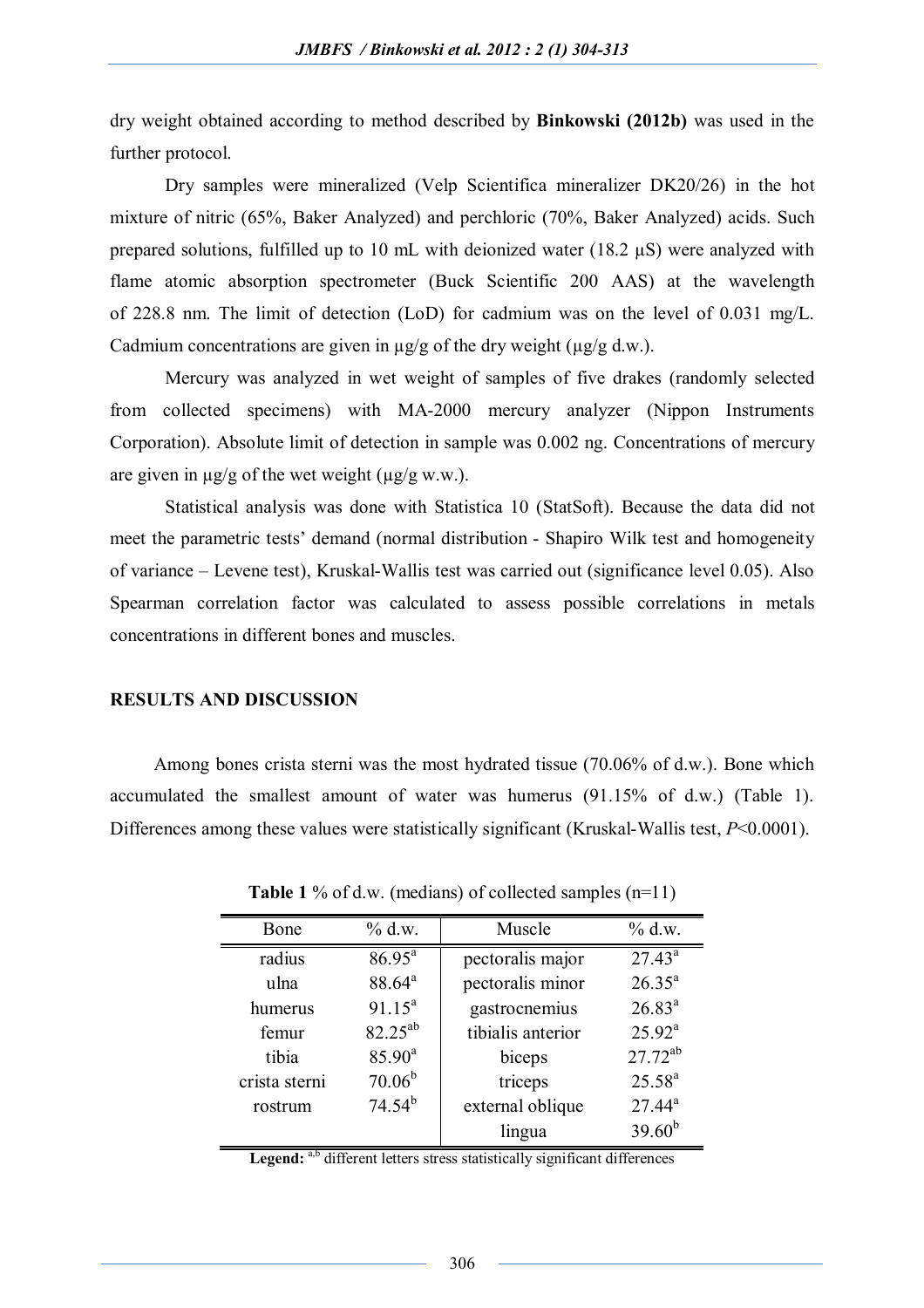dry weight obtained according to method described by **Binkowski (2012b)** was used in the further protocol.

Dry samples were mineralized (Velp Scientifica mineralizer DK20/26) in the hot mixture of nitric (65%, Baker Analyzed) and perchloric (70%, Baker Analyzed) acids. Such prepared solutions, fulfilled up to 10 mL with deionized water (18.2 µS) were analyzed with flame atomic absorption spectrometer (Buck Scientific 200 AAS) at the wavelength of 228.8 nm. The limit of detection (LoD) for cadmium was on the level of 0.031 mg/L. Cadmium concentrations are given in µg/g of the dry weight (µg/g d.w.).

Mercury was analyzed in wet weight of samples of five drakes (randomly selected from collected specimens) with MA-2000 mercury analyzer (Nippon Instruments Corporation). Absolute limit of detection in sample was 0.002 ng. Concentrations of mercury are given in µg/g of the wet weight (µg/g w.w.).

Statistical analysis was done with Statistica 10 (StatSoft). Because the data did not meet the parametric tests' demand (normal distribution - Shapiro Wilk test and homogeneity of variance – Levene test), Kruskal-Wallis test was carried out (significance level 0.05). Also Spearman correlation factor was calculated to assess possible correlations in metals concentrations in different bones and muscles.

## RESULTS AND DISCUSSION

Among bones crista sterni was the most hydrated tissue (70.06% of d.w.). Bone which accumulated the smallest amount of water was humerus (91.15% of d.w.) (Table 1). Differences among these values were statistically significant (Kruskal-Wallis test, $P$<0.0001).

**Table 1** % of d.w. (medians) of collected samples (n=11)

| Bone | % d.w. | Muscle | % d.w. |
|---|---|---|---|
| radius | $86.95^{a}$ | pectoralis major | $27.43^{a}$ |
| ulna | $88.64^{a}$ | pectoralis minor | $26.35^{a}$ |
| humerus | $91.15^{a}$ | gastrocnemius | $26.83^{a}$ |
| femur | $82.25^{ab}$ | tibialis anterior | $25.92^{a}$ |
| tibia | $85.90^{a}$ | biceps | $27.72^{ab}$ |
| crista sterni | $70.06^{b}$ | triceps | $25.58^{a}$ |
| rostrum | $74.54^{b}$ | external oblique | $27.44^{a}$ |
| | | lingua | $39.60^{b}$ |

**Legend:** [a,b] different letters stress statistically significant differences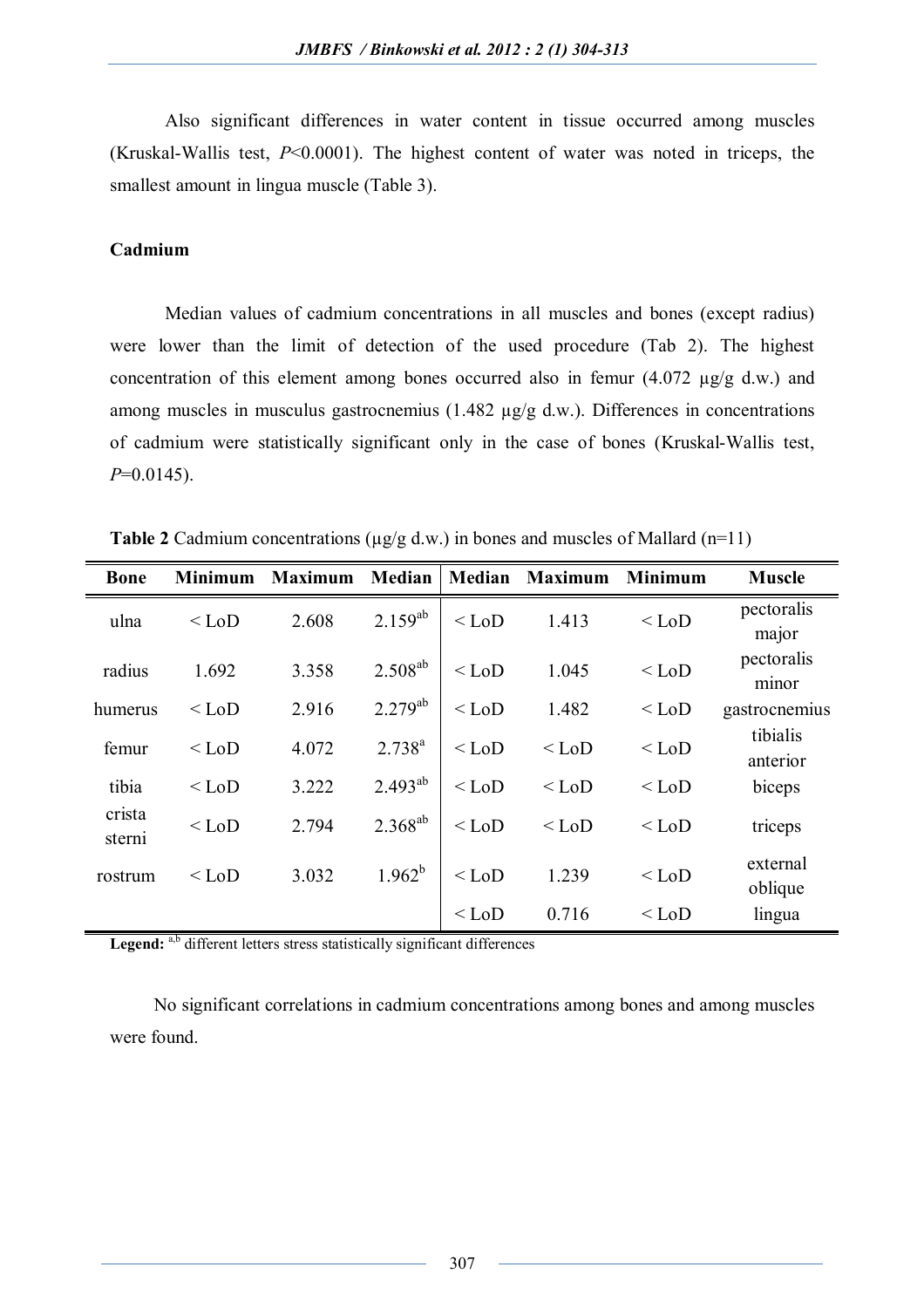Also significant differences in water content in tissue occurred among muscles (Kruskal-Wallis test, $P<0.0001$). The highest content of water was noted in triceps, the smallest amount in lingua muscle (Table 3).

### Cadmium

Median values of cadmium concentrations in all muscles and bones (except radius) were lower than the limit of detection of the used procedure (Tab 2). The highest concentration of this element among bones occurred also in femur (4.072 µg/g d.w.) and among muscles in musculus gastrocnemius (1.482 µg/g d.w.). Differences in concentrations of cadmium were statistically significant only in the case of bones (Kruskal-Wallis test, $P=0.0145$).

**Table 2** Cadmium concentrations (µg/g d.w.) in bones and muscles of Mallard (n=11)

| Bone | Minimum | Maximum | Median | Median | Maximum | Minimum | Muscle |
|---|---|---|---|---|---|---|---|
| ulna | < LoD | 2.608 | $2.159^{ab}$ | < LoD | 1.413 | < LoD | pectoralis major |
| radius | 1.692 | 3.358 | $2.508^{ab}$ | < LoD | 1.045 | < LoD | pectoralis minor |
| humerus | < LoD | 2.916 | $2.279^{ab}$ | < LoD | 1.482 | < LoD | gastrocnemius |
| femur | < LoD | 4.072 | $2.738^{a}$ | < LoD | < LoD | < LoD | tibialis anterior |
| tibia | < LoD | 3.222 | $2.493^{ab}$ | < LoD | < LoD | < LoD | biceps |
| crista sterni | < LoD | 2.794 | $2.368^{ab}$ | < LoD | < LoD | < LoD | triceps |
| rostrum | < LoD | 3.032 | $1.962^{b}$ | < LoD | 1.239 | < LoD | external oblique |
| | | | | < LoD | 0.716 | < LoD | lingua |

**Legend:** a,b different letters stress statistically significant differences

No significant correlations in cadmium concentrations among bones and among muscles were found.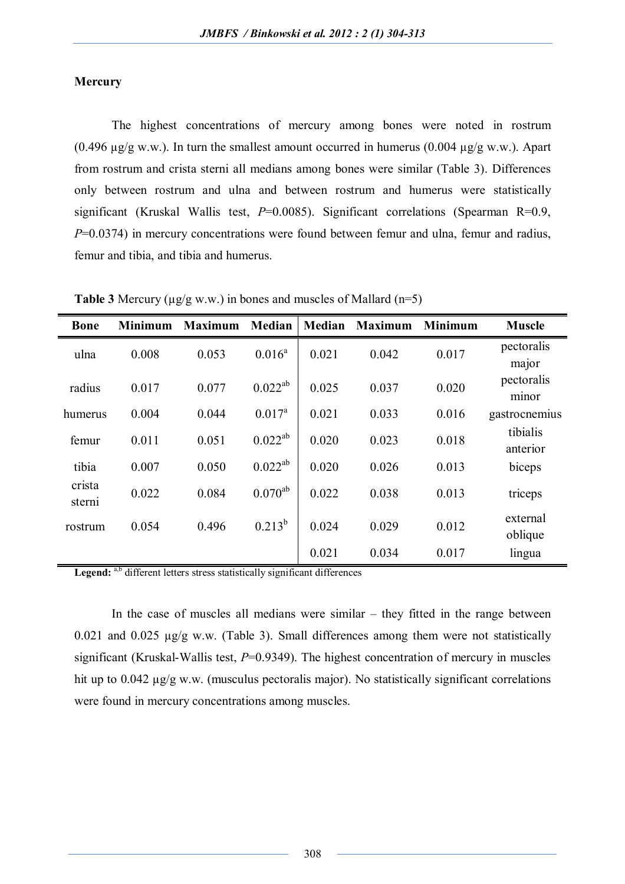**Mercury**

The highest concentrations of mercury among bones were noted in rostrum (0.496 µg/g w.w.). In turn the smallest amount occurred in humerus (0.004 µg/g w.w.). Apart from rostrum and crista sterni all medians among bones were similar (Table 3). Differences only between rostrum and ulna and between rostrum and humerus were statistically significant (Kruskal Wallis test, $P$=0.0085). Significant correlations (Spearman R=0.9, $P$=0.0374) in mercury concentrations were found between femur and ulna, femur and radius, femur and tibia, and tibia and humerus.

**Table 3** Mercury (µg/g w.w.) in bones and muscles of Mallard (n=5)

| Bone | Minimum | Maximum | Median | Median | Maximum | Minimum | Muscle |
|---|---|---|---|---|---|---|---|
| ulna | 0.008 | 0.053 | 0.016[a] | 0.021 | 0.042 | 0.017 | pectoralis major |
| radius | 0.017 | 0.077 | 0.022[ab] | 0.025 | 0.037 | 0.020 | pectoralis minor |
| humerus | 0.004 | 0.044 | 0.017[a] | 0.021 | 0.033 | 0.016 | gastrocnemius |
| femur | 0.011 | 0.051 | 0.022[ab] | 0.020 | 0.023 | 0.018 | tibialis anterior |
| tibia | 0.007 | 0.050 | 0.022[ab] | 0.020 | 0.026 | 0.013 | biceps |
| crista sterni | 0.022 | 0.084 | 0.070[ab] | 0.022 | 0.038 | 0.013 | triceps |
| rostrum | 0.054 | 0.496 | 0.213[b] | 0.024 | 0.029 | 0.012 | external oblique |
| | | | | 0.021 | 0.034 | 0.017 | lingua |

**Legend:** [a,b] different letters stress statistically significant differences

In the case of muscles all medians were similar – they fitted in the range between 0.021 and 0.025 µg/g w.w. (Table 3). Small differences among them were not statistically significant (Kruskal-Wallis test, $P$=0.9349). The highest concentration of mercury in muscles hit up to 0.042 µg/g w.w. (musculus pectoralis major). No statistically significant correlations were found in mercury concentrations among muscles.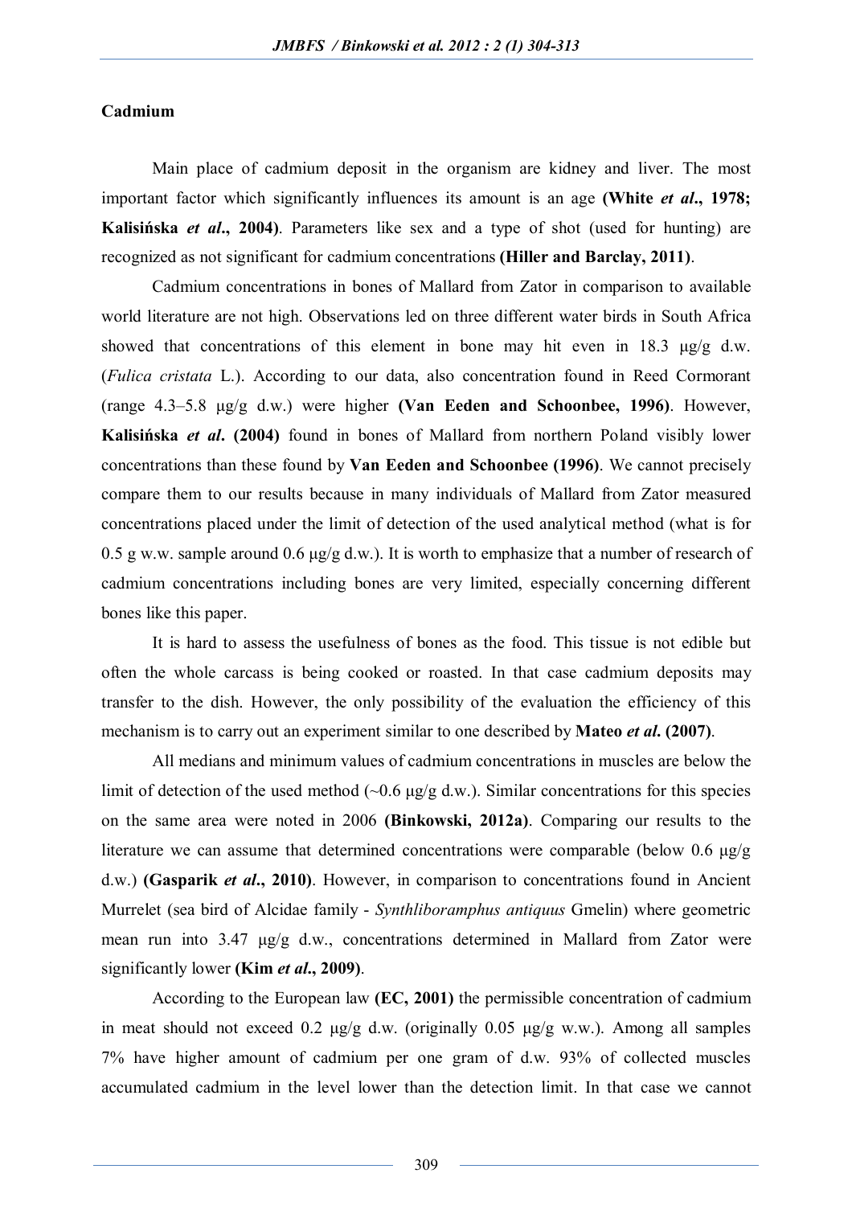### Cadmium

Main place of cadmium deposit in the organism are kidney and liver. The most important factor which significantly influences its amount is an age **(White *et al*., 1978; Kalisińska *et al*., 2004)**. Parameters like sex and a type of shot (used for hunting) are recognized as not significant for cadmium concentrations **(Hiller and Barclay, 2011)**.

Cadmium concentrations in bones of Mallard from Zator in comparison to available world literature are not high. Observations led on three different water birds in South Africa showed that concentrations of this element in bone may hit even in 18.3 μg/g d.w. (*Fulica cristata* L.). According to our data, also concentration found in Reed Cormorant (range 4.3–5.8 μg/g d.w.) were higher **(Van Eeden and Schoonbee, 1996)**. However, **Kalisińska *et al*. (2004)** found in bones of Mallard from northern Poland visibly lower concentrations than these found by **Van Eeden and Schoonbee (1996)**. We cannot precisely compare them to our results because in many individuals of Mallard from Zator measured concentrations placed under the limit of detection of the used analytical method (what is for 0.5 g w.w. sample around 0.6 μg/g d.w.). It is worth to emphasize that a number of research of cadmium concentrations including bones are very limited, especially concerning different bones like this paper.

It is hard to assess the usefulness of bones as the food. This tissue is not edible but often the whole carcass is being cooked or roasted. In that case cadmium deposits may transfer to the dish. However, the only possibility of the evaluation the efficiency of this mechanism is to carry out an experiment similar to one described by **Mateo *et al*. (2007)**.

All medians and minimum values of cadmium concentrations in muscles are below the limit of detection of the used method (~0.6 μg/g d.w.). Similar concentrations for this species on the same area were noted in 2006 **(Binkowski, 2012a)**. Comparing our results to the literature we can assume that determined concentrations were comparable (below 0.6 μg/g d.w.) **(Gasparik *et al*., 2010)**. However, in comparison to concentrations found in Ancient Murrelet (sea bird of Alcidae family - *Synthliboramphus antiquus* Gmelin) where geometric mean run into 3.47 μg/g d.w., concentrations determined in Mallard from Zator were significantly lower **(Kim *et al*., 2009)**.

According to the European law **(EC, 2001)** the permissible concentration of cadmium in meat should not exceed 0.2 μg/g d.w. (originally 0.05 μg/g w.w.). Among all samples 7% have higher amount of cadmium per one gram of d.w. 93% of collected muscles accumulated cadmium in the level lower than the detection limit. In that case we cannot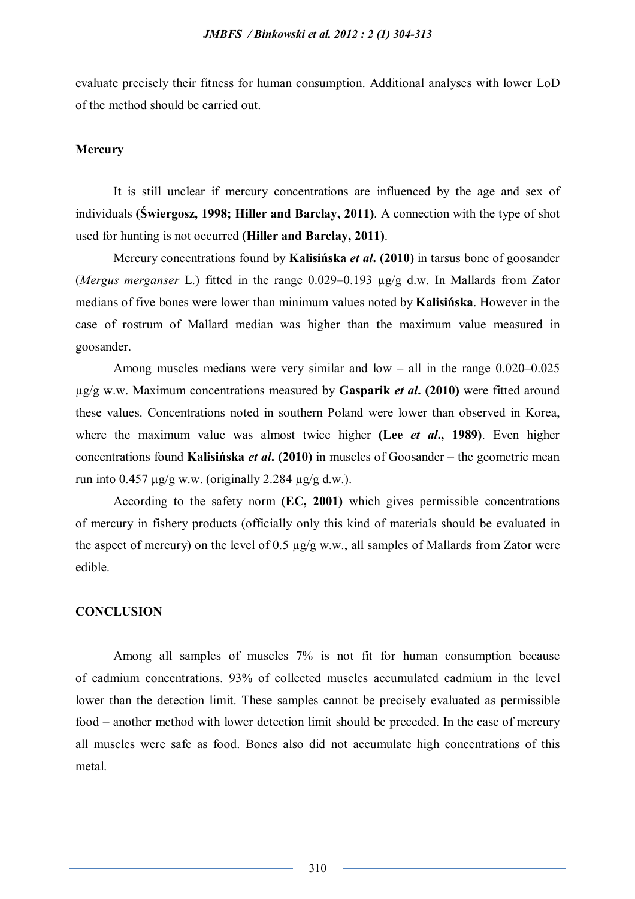evaluate precisely their fitness for human consumption. Additional analyses with lower LoD of the method should be carried out.

## Mercury

It is still unclear if mercury concentrations are influenced by the age and sex of individuals **(Świergosz, 1998; Hiller and Barclay, 2011)**. A connection with the type of shot used for hunting is not occurred **(Hiller and Barclay, 2011)**.

Mercury concentrations found by **Kalisińska *et al*. (2010)** in tarsus bone of goosander (*Mergus merganser* L.) fitted in the range 0.029–0.193 µg/g d.w. In Mallards from Zator medians of five bones were lower than minimum values noted by **Kalisińska**. However in the case of rostrum of Mallard median was higher than the maximum value measured in goosander.

Among muscles medians were very similar and low – all in the range 0.020–0.025 µg/g w.w. Maximum concentrations measured by **Gasparik *et al*. (2010)** were fitted around these values. Concentrations noted in southern Poland were lower than observed in Korea, where the maximum value was almost twice higher **(Lee *et al*., 1989)**. Even higher concentrations found **Kalisińska *et al*. (2010)** in muscles of Goosander – the geometric mean run into 0.457 µg/g w.w. (originally 2.284 µg/g d.w.).

According to the safety norm **(EC, 2001)** which gives permissible concentrations of mercury in fishery products (officially only this kind of materials should be evaluated in the aspect of mercury) on the level of 0.5 µg/g w.w., all samples of Mallards from Zator were edible.

## CONCLUSION

Among all samples of muscles 7% is not fit for human consumption because of cadmium concentrations. 93% of collected muscles accumulated cadmium in the level lower than the detection limit. These samples cannot be precisely evaluated as permissible food – another method with lower detection limit should be preceded. In the case of mercury all muscles were safe as food. Bones also did not accumulate high concentrations of this metal.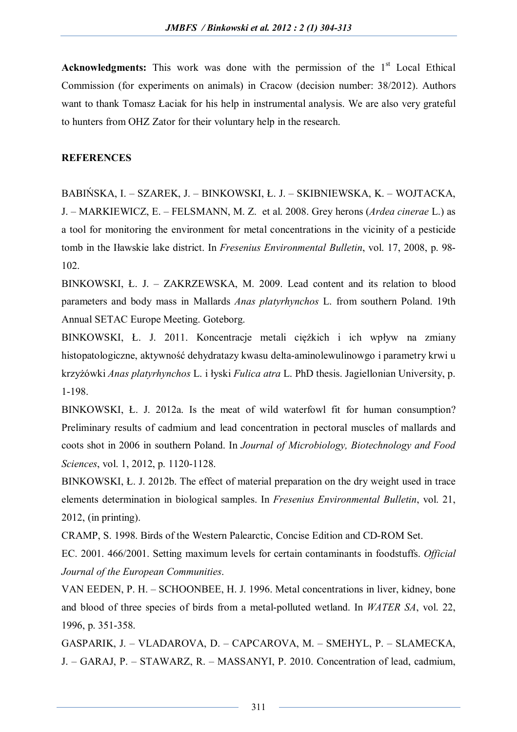**Acknowledgments:** This work was done with the permission of the 1st Local Ethical Commission (for experiments on animals) in Cracow (decision number: 38/2012). Authors want to thank Tomasz Łaciak for his help in instrumental analysis. We are also very grateful to hunters from OHZ Zator for their voluntary help in the research.

**REFERENCES**

BABIŃSKA, I. – SZAREK, J. – BINKOWSKI, Ł. J. – SKIBNIEWSKA, K. – WOJTACKA, J. – MARKIEWICZ, E. – FELSMANN, M. Z. et al. 2008. Grey herons (*Ardea cinerae* L.) as a tool for monitoring the environment for metal concentrations in the vicinity of a pesticide tomb in the Iławskie lake district. In *Fresenius Environmental Bulletin*, vol. 17, 2008, p. 98-102.

BINKOWSKI, Ł. J. – ZAKRZEWSKA, M. 2009. Lead content and its relation to blood parameters and body mass in Mallards *Anas platyrhynchos* L. from southern Poland. 19th Annual SETAC Europe Meeting. Goteborg.

BINKOWSKI, Ł. J. 2011. Koncentracje metali ciężkich i ich wpływ na zmiany histopatologiczne, aktywność dehydratazy kwasu delta-aminolewulinowgo i parametry krwi u krzyżówki *Anas platyrhynchos* L. i łyski *Fulica atra* L. PhD thesis. Jagiellonian University, p. 1-198.

BINKOWSKI, Ł. J. 2012a. Is the meat of wild waterfowl fit for human consumption? Preliminary results of cadmium and lead concentration in pectoral muscles of mallards and coots shot in 2006 in southern Poland. In *Journal of Microbiology, Biotechnology and Food Sciences*, vol. 1, 2012, p. 1120-1128.

BINKOWSKI, Ł. J. 2012b. The effect of material preparation on the dry weight used in trace elements determination in biological samples. In *Fresenius Environmental Bulletin*, vol. 21, 2012, (in printing).

CRAMP, S. 1998. Birds of the Western Palearctic, Concise Edition and CD-ROM Set.

EC. 2001. 466/2001. Setting maximum levels for certain contaminants in foodstuffs. *Official Journal of the European Communities*.

VAN EEDEN, P. H. – SCHOONBEE, H. J. 1996. Metal concentrations in liver, kidney, bone and blood of three species of birds from a metal-polluted wetland. In *WATER SA*, vol. 22, 1996, p. 351-358.

GASPARIK, J. – VLADAROVA, D. – CAPCAROVA, M. – SMEHYL, P. – SLAMECKA, J. – GARAJ, P. – STAWARZ, R. – MASSANYI, P. 2010. Concentration of lead, cadmium,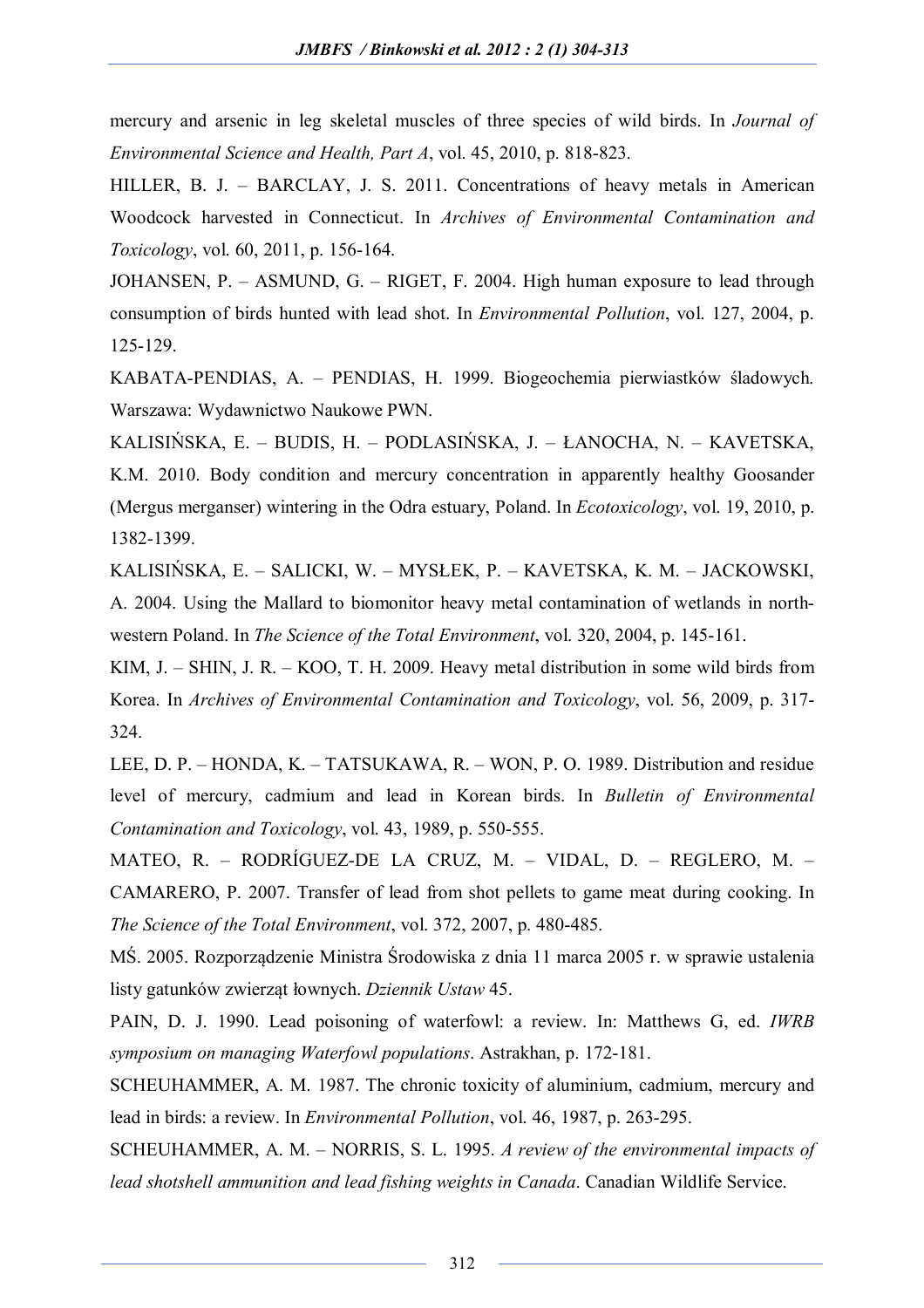mercury and arsenic in leg skeletal muscles of three species of wild birds. In *Journal of Environmental Science and Health, Part A*, vol. 45, 2010, p. 818-823.

HILLER, B. J. – BARCLAY, J. S. 2011. Concentrations of heavy metals in American Woodcock harvested in Connecticut. In *Archives of Environmental Contamination and Toxicology*, vol. 60, 2011, p. 156-164.

JOHANSEN, P. – ASMUND, G. – RIGET, F. 2004. High human exposure to lead through consumption of birds hunted with lead shot. In *Environmental Pollution*, vol. 127, 2004, p. 125-129.

KABATA-PENDIAS, A. – PENDIAS, H. 1999. Biogeochemia pierwiastków śladowych. Warszawa: Wydawnictwo Naukowe PWN.

KALISIŃSKA, E. – BUDIS, H. – PODLASIŃSKA, J. – ŁANOCHA, N. – KAVETSKA, K.M. 2010. Body condition and mercury concentration in apparently healthy Goosander (Mergus merganser) wintering in the Odra estuary, Poland. In *Ecotoxicology*, vol. 19, 2010, p. 1382-1399.

KALISIŃSKA, E. – SALICKI, W. – MYSŁEK, P. – KAVETSKA, K. M. – JACKOWSKI, A. 2004. Using the Mallard to biomonitor heavy metal contamination of wetlands in north-western Poland. In *The Science of the Total Environment*, vol. 320, 2004, p. 145-161.

KIM, J. – SHIN, J. R. – KOO, T. H. 2009. Heavy metal distribution in some wild birds from Korea. In *Archives of Environmental Contamination and Toxicology*, vol. 56, 2009, p. 317-324.

LEE, D. P. – HONDA, K. – TATSUKAWA, R. – WON, P. O. 1989. Distribution and residue level of mercury, cadmium and lead in Korean birds. In *Bulletin of Environmental Contamination and Toxicology*, vol. 43, 1989, p. 550-555.

MATEO, R. – RODRÍGUEZ-DE LA CRUZ, M. – VIDAL, D. – REGLERO, M. – CAMARERO, P. 2007. Transfer of lead from shot pellets to game meat during cooking. In *The Science of the Total Environment*, vol. 372, 2007, p. 480-485.

MŚ. 2005. Rozporządzenie Ministra Środowiska z dnia 11 marca 2005 r. w sprawie ustalenia listy gatunków zwierząt łownych. *Dziennik Ustaw* 45.

PAIN, D. J. 1990. Lead poisoning of waterfowl: a review. In: Matthews G, ed. *IWRB symposium on managing Waterfowl populations*. Astrakhan, p. 172-181.

SCHEUHAMMER, A. M. 1987. The chronic toxicity of aluminium, cadmium, mercury and lead in birds: a review. In *Environmental Pollution*, vol. 46, 1987, p. 263-295.

SCHEUHAMMER, A. M. – NORRIS, S. L. 1995. *A review of the environmental impacts of lead shotshell ammunition and lead fishing weights in Canada*. Canadian Wildlife Service.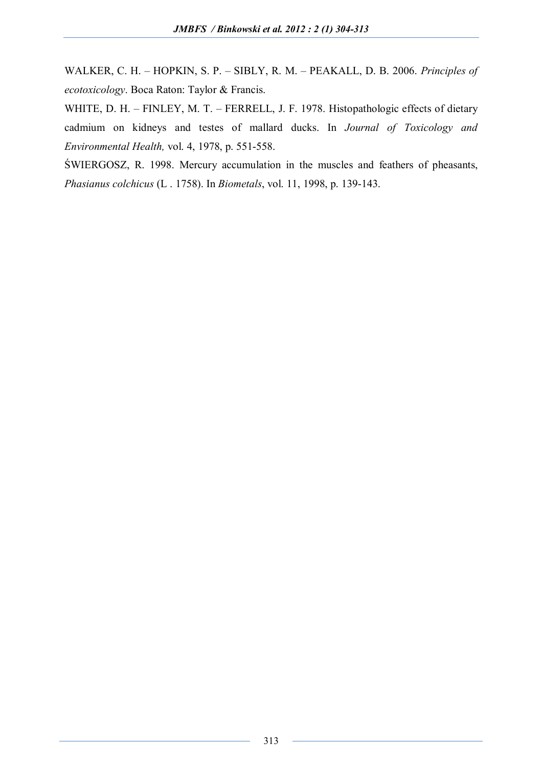WALKER, C. H. – HOPKIN, S. P. – SIBLY, R. M. – PEAKALL, D. B. 2006. *Principles of ecotoxicology*. Boca Raton: Taylor & Francis.

WHITE, D. H. – FINLEY, M. T. – FERRELL, J. F. 1978. Histopathologic effects of dietary cadmium on kidneys and testes of mallard ducks. In *Journal of Toxicology and Environmental Health,* vol. 4, 1978, p. 551-558.

ŚWIERGOSZ, R. 1998. Mercury accumulation in the muscles and feathers of pheasants, *Phasianus colchicus* (L . 1758). In *Biometals*, vol. 11, 1998, p. 139-143.